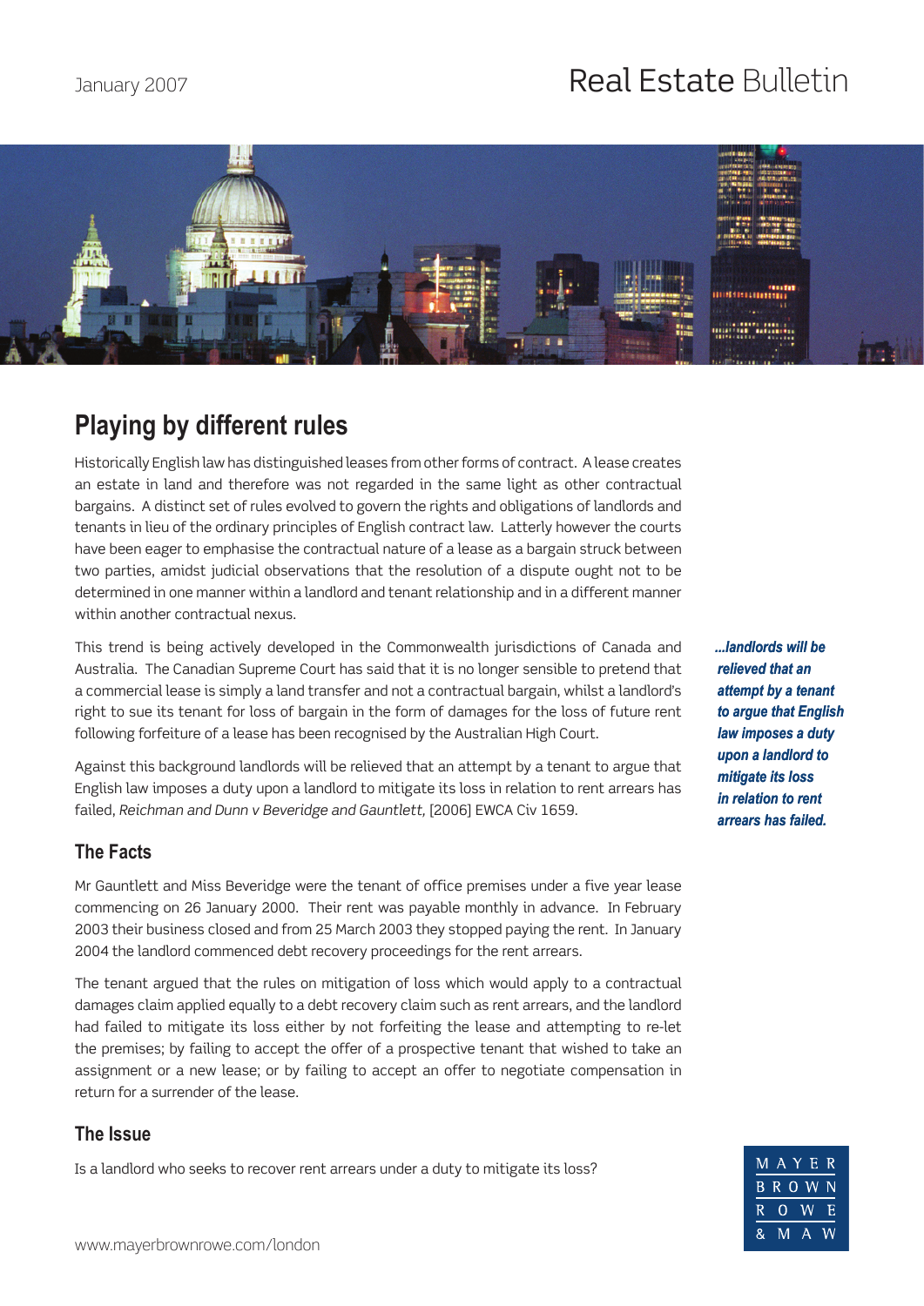January 2007

# Real Estate Bulletin

## Playing by different rules

Historically English law has distinguished leases from other forms of contract. A lease creates an estate in land and therefore was not regarded in the same light as other contractual bargains. A distinct set of rules evolved to govern the rights and obligations of landlords and tenants in lieu of the ordinary principles of English contract law. Latterly however the courts have been eager to emphasise the contractual nature of a lease as a bargain struck between two parties, amidst judicial observations that the resolution of a dispute ought not to be determined in one manner within a landlord and tenant relationship and in a different manner within another contractual nexus.

This trend is being actively developed in the Commonwealth jurisdictions of Canada and Australia. The Canadian Supreme Court has said that it is no longer sensible to pretend that a commercial lease is simply a land transfer and not a contractual bargain, whilst a landlord's right to sue its tenant for loss of bargain in the form of damages for the loss of future rent following forfeiture of a lease has been recognised by the Australian High Court.

Against this background landlords will be relieved that an attempt by a tenant to argue that English law imposes a duty upon a landlord to mitigate its loss in relation to rent arrears has failed, *Reichman and Dunn v Beveridge and Gauntlett,* [2006] EWCA Civ 1659.

***...landlords will be relieved that an attempt by a tenant to argue that English law imposes a duty upon a landlord to mitigate its loss in relation to rent arrears has failed.***

### The Facts

Mr Gauntlett and Miss Beveridge were the tenant of office premises under a five year lease commencing on 26 January 2000. Their rent was payable monthly in advance. In February 2003 their business closed and from 25 March 2003 they stopped paying the rent. In January 2004 the landlord commenced debt recovery proceedings for the rent arrears.

The tenant argued that the rules on mitigation of loss which would apply to a contractual damages claim applied equally to a debt recovery claim such as rent arrears, and the landlord had failed to mitigate its loss either by not forfeiting the lease and attempting to re-let the premises; by failing to accept the offer of a prospective tenant that wished to take an assignment or a new lease; or by failing to accept an offer to negotiate compensation in return for a surrender of the lease.

### The Issue

Is a landlord who seeks to recover rent arrears under a duty to mitigate its loss?

www.mayerbrownrowe.com/london

MAYER BROWN ROWE & MAW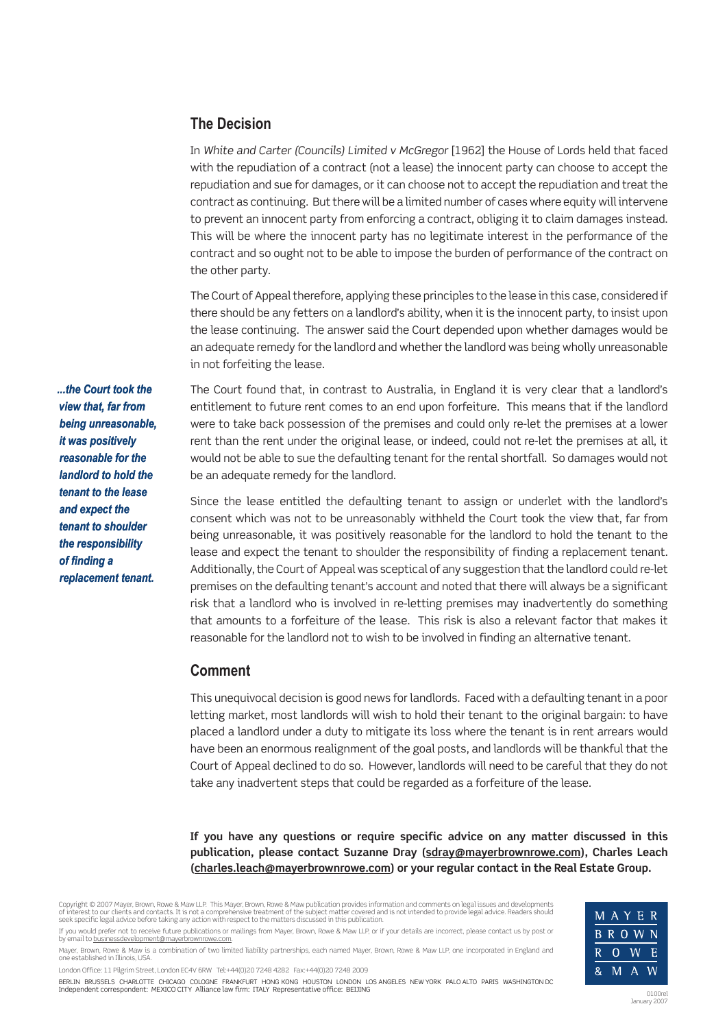## The Decision

In *White and Carter (Councils) Limited v McGregor* [1962] the House of Lords held that faced with the repudiation of a contract (not a lease) the innocent party can choose to accept the repudiation and sue for damages, or it can choose not to accept the repudiation and treat the contract as continuing. But there will be a limited number of cases where equity will intervene to prevent an innocent party from enforcing a contract, obliging it to claim damages instead. This will be where the innocent party has no legitimate interest in the performance of the contract and so ought not to be able to impose the burden of performance of the contract on the other party.

The Court of Appeal therefore, applying these principles to the lease in this case, considered if there should be any fetters on a landlord's ability, when it is the innocent party, to insist upon the lease continuing. The answer said the Court depended upon whether damages would be an adequate remedy for the landlord and whether the landlord was being wholly unreasonable in not forfeiting the lease.

***...the Court took the view that, far from being unreasonable, it was positively reasonable for the landlord to hold the tenant to the lease and expect the tenant to shoulder the responsibility of finding a replacement tenant.***

The Court found that, in contrast to Australia, in England it is very clear that a landlord's entitlement to future rent comes to an end upon forfeiture. This means that if the landlord were to take back possession of the premises and could only re-let the premises at a lower rent than the rent under the original lease, or indeed, could not re-let the premises at all, it would not be able to sue the defaulting tenant for the rental shortfall. So damages would not be an adequate remedy for the landlord.

Since the lease entitled the defaulting tenant to assign or underlet with the landlord's consent which was not to be unreasonably withheld the Court took the view that, far from being unreasonable, it was positively reasonable for the landlord to hold the tenant to the lease and expect the tenant to shoulder the responsibility of finding a replacement tenant. Additionally, the Court of Appeal was sceptical of any suggestion that the landlord could re-let premises on the defaulting tenant's account and noted that there will always be a significant risk that a landlord who is involved in re-letting premises may inadvertently do something that amounts to a forfeiture of the lease. This risk is also a relevant factor that makes it reasonable for the landlord not to wish to be involved in finding an alternative tenant.

## Comment

This unequivocal decision is good news for landlords. Faced with a defaulting tenant in a poor letting market, most landlords will wish to hold their tenant to the original bargain: to have placed a landlord under a duty to mitigate its loss where the tenant is in rent arrears would have been an enormous realignment of the goal posts, and landlords will be thankful that the Court of Appeal declined to do so. However, landlords will need to be careful that they do not take any inadvertent steps that could be regarded as a forfeiture of the lease.

**If you have any questions or require specific advice on any matter discussed in this publication, please contact Suzanne Dray (sdray@mayerbrownrowe.com), Charles Leach (charles.leach@mayerbrownrowe.com) or your regular contact in the Real Estate Group.**

Copyright © 2007 Mayer, Brown, Rowe & Maw LLP. This Mayer, Brown, Rowe & Maw publication provides information and comments on legal issues and developments of interest to our clients and contacts. It is not a comprehensive treatment of the subject matter covered and is not intended to provide legal advice. Readers should seek specific legal advice before taking any action with respect to the matters discussed in this publication.

If you would prefer not to receive future publications or mailings from Mayer, Brown, Rowe & Maw LLP, or if your details are incorrect, please contact us by post or by email to businessdevelopment@mayerbrownrowe.com.

Mayer, Brown, Rowe & Maw is a combination of two limited liability partnerships, each named Mayer, Brown, Rowe & Maw LLP, one incorporated in England and one established in Illinois, USA.

London Office: 11 Pilgrim Street, London EC4V 6RW Tel:+44(0)20 7248 4282 Fax:+44(0)20 7248 2009

BERLIN BRUSSELS CHARLOTTE CHICAGO COLOGNE FRANKFURT HONG KONG HOUSTON LONDON LOS ANGELES NEW YORK PALO ALTO PARIS WASHINGTON DC
Independent correspondent: MEXICO CITY Alliance law firm: ITALY Representative office: BEIJING

MAYER BROWN ROWE & MAW

0100rel
January 2007